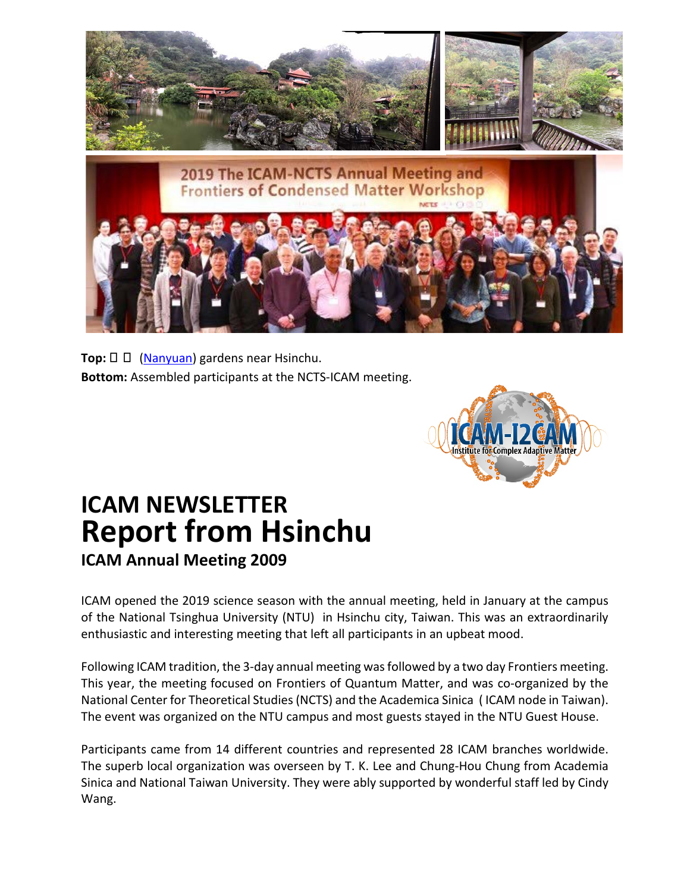**Top:** □ □ (Nanyuan) gardens near Hsinchu.
**Bottom:** Assembled participants at the NCTS-ICAM meeting.

# ICAM NEWSLETTER
# Report from Hsinchu
### ICAM Annual Meeting 2009

ICAM opened the 2019 science season with the annual meeting, held in January at the campus of the National Tsinghua University (NTU) in Hsinchu city, Taiwan. This was an extraordinarily enthusiastic and interesting meeting that left all participants in an upbeat mood.

Following ICAM tradition, the 3-day annual meeting was followed by a two day Frontiers meeting. This year, the meeting focused on Frontiers of Quantum Matter, and was co-organized by the National Center for Theoretical Studies (NCTS) and the Academica Sinica ( ICAM node in Taiwan). The event was organized on the NTU campus and most guests stayed in the NTU Guest House.

Participants came from 14 different countries and represented 28 ICAM branches worldwide. The superb local organization was overseen by T. K. Lee and Chung-Hou Chung from Academia Sinica and National Taiwan University. They were ably supported by wonderful staff led by Cindy Wang.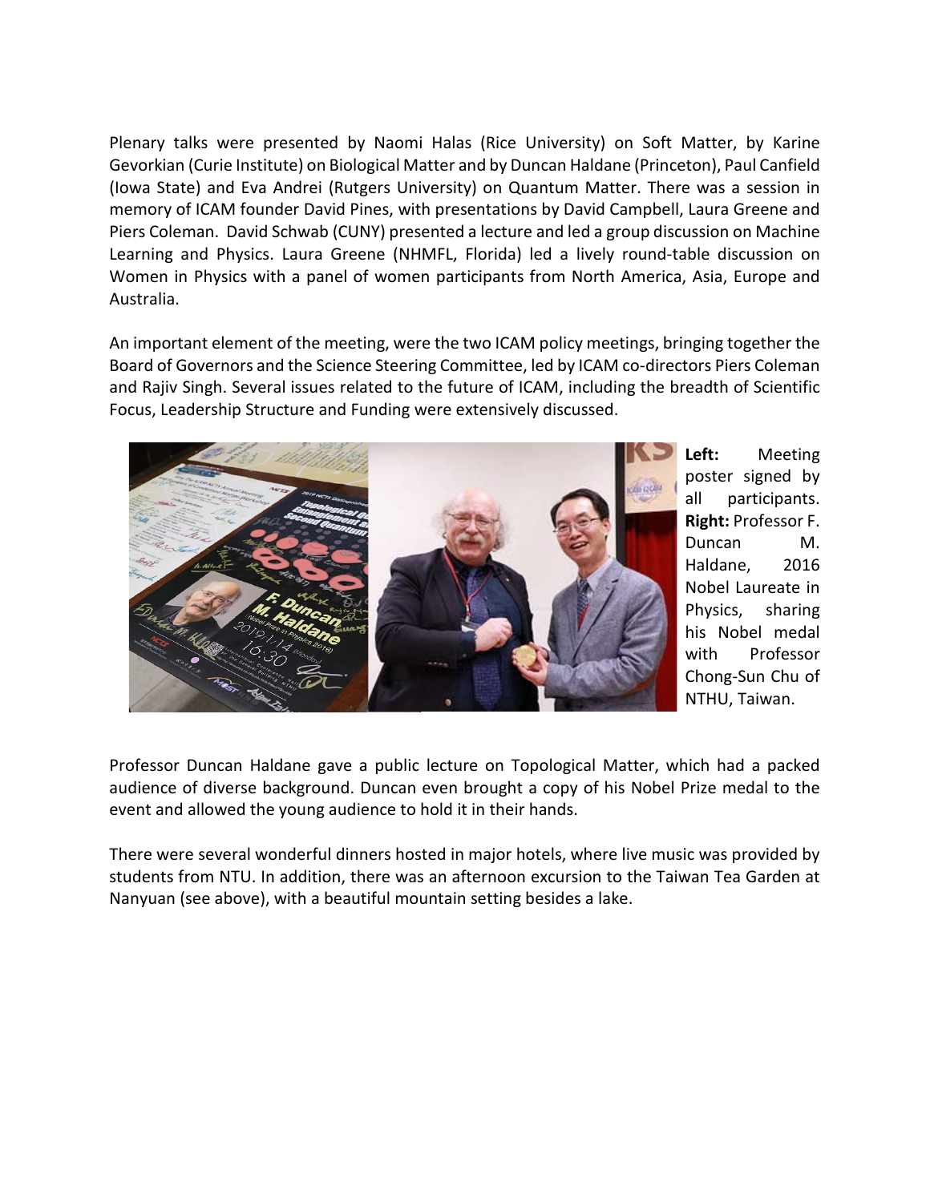Plenary talks were presented by Naomi Halas (Rice University) on Soft Matter, by Karine Gevorkian (Curie Institute) on Biological Matter and by Duncan Haldane (Princeton), Paul Canfield (Iowa State) and Eva Andrei (Rutgers University) on Quantum Matter. There was a session in memory of ICAM founder David Pines, with presentations by David Campbell, Laura Greene and Piers Coleman. David Schwab (CUNY) presented a lecture and led a group discussion on Machine Learning and Physics. Laura Greene (NHMFL, Florida) led a lively round-table discussion on Women in Physics with a panel of women participants from North America, Asia, Europe and Australia.

An important element of the meeting, were the two ICAM policy meetings, bringing together the Board of Governors and the Science Steering Committee, led by ICAM co-directors Piers Coleman and Rajiv Singh. Several issues related to the future of ICAM, including the breadth of Scientific Focus, Leadership Structure and Funding were extensively discussed.

**Left:** Meeting poster signed by all participants. **Right:** Professor F. Duncan M. Haldane, 2016 Nobel Laureate in Physics, sharing his Nobel medal with Professor Chong-Sun Chu of NTHU, Taiwan.

Professor Duncan Haldane gave a public lecture on Topological Matter, which had a packed audience of diverse background. Duncan even brought a copy of his Nobel Prize medal to the event and allowed the young audience to hold it in their hands.

There were several wonderful dinners hosted in major hotels, where live music was provided by students from NTU. In addition, there was an afternoon excursion to the Taiwan Tea Garden at Nanyuan (see above), with a beautiful mountain setting besides a lake.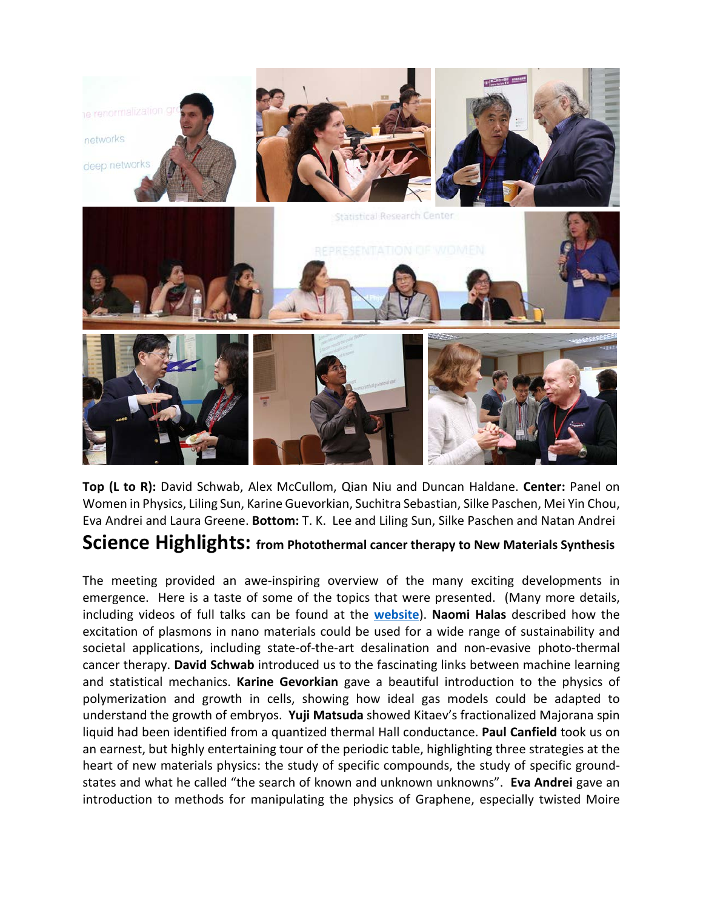**Top (L to R):** David Schwab, Alex McCullom, Qian Niu and Duncan Haldane. **Center:** Panel on Women in Physics, Liling Sun, Karine Guevorkian, Suchitra Sebastian, Silke Paschen, Mei Yin Chou, Eva Andrei and Laura Greene. **Bottom:** T. K. Lee and Liling Sun, Silke Paschen and Natan Andrei

# Science Highlights: from Photothermal cancer therapy to New Materials Synthesis

The meeting provided an awe-inspiring overview of the many exciting developments in emergence. Here is a taste of some of the topics that were presented. (Many more details, including videos of full talks can be found at the [website](website)). **Naomi Halas** described how the excitation of plasmons in nano materials could be used for a wide range of sustainability and societal applications, including state-of-the-art desalination and non-evasive photo-thermal cancer therapy. **David Schwab** introduced us to the fascinating links between machine learning and statistical mechanics. **Karine Gevorkian** gave a beautiful introduction to the physics of polymerization and growth in cells, showing how ideal gas models could be adapted to understand the growth of embryos. **Yuji Matsuda** showed Kitaev's fractionalized Majorana spin liquid had been identified from a quantized thermal Hall conductance. **Paul Canfield** took us on an earnest, but highly entertaining tour of the periodic table, highlighting three strategies at the heart of new materials physics: the study of specific compounds, the study of specific ground-states and what he called "the search of known and unknown unknowns". **Eva Andrei** gave an introduction to methods for manipulating the physics of Graphene, especially twisted Moire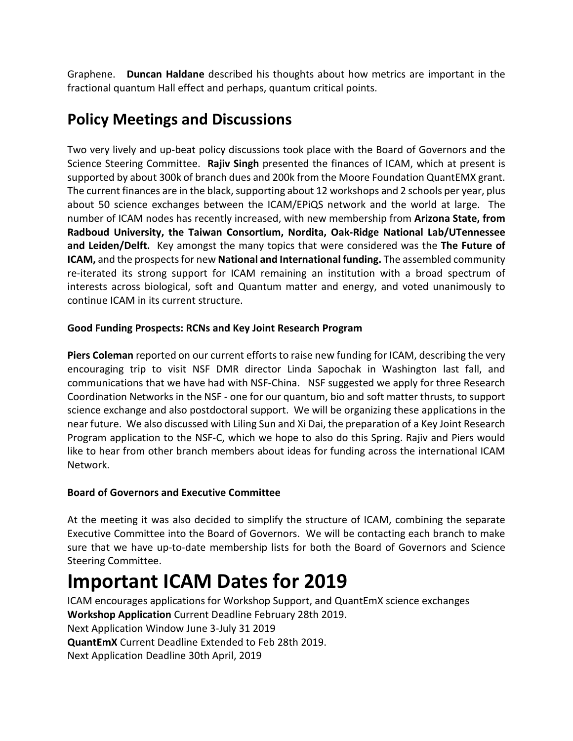Graphene. **Duncan Haldane** described his thoughts about how metrics are important in the fractional quantum Hall effect and perhaps, quantum critical points.

## Policy Meetings and Discussions

Two very lively and up-beat policy discussions took place with the Board of Governors and the Science Steering Committee. **Rajiv Singh** presented the finances of ICAM, which at present is supported by about 300k of branch dues and 200k from the Moore Foundation QuantEMX grant. The current finances are in the black, supporting about 12 workshops and 2 schools per year, plus about 50 science exchanges between the ICAM/EPiQS network and the world at large. The number of ICAM nodes has recently increased, with new membership from **Arizona State, from Radboud University, the Taiwan Consortium, Nordita, Oak-Ridge National Lab/UTennessee and Leiden/Delft.** Key amongst the many topics that were considered was the **The Future of ICAM,** and the prospects for new **National and International funding.** The assembled community re-iterated its strong support for ICAM remaining an institution with a broad spectrum of interests across biological, soft and Quantum matter and energy, and voted unanimously to continue ICAM in its current structure.

### Good Funding Prospects: RCNs and Key Joint Research Program

**Piers Coleman** reported on our current efforts to raise new funding for ICAM, describing the very encouraging trip to visit NSF DMR director Linda Sapochak in Washington last fall, and communications that we have had with NSF-China. NSF suggested we apply for three Research Coordination Networks in the NSF - one for our quantum, bio and soft matter thrusts, to support science exchange and also postdoctoral support. We will be organizing these applications in the near future. We also discussed with Liling Sun and Xi Dai, the preparation of a Key Joint Research Program application to the NSF-C, which we hope to also do this Spring. Rajiv and Piers would like to hear from other branch members about ideas for funding across the international ICAM Network.

### Board of Governors and Executive Committee

At the meeting it was also decided to simplify the structure of ICAM, combining the separate Executive Committee into the Board of Governors. We will be contacting each branch to make sure that we have up-to-date membership lists for both the Board of Governors and Science Steering Committee.

# Important ICAM Dates for 2019

ICAM encourages applications for Workshop Support, and QuantEmX science exchanges

**Workshop Application** Current Deadline February 28th 2019.

Next Application Window June 3-July 31 2019

**QuantEmX** Current Deadline Extended to Feb 28th 2019.

Next Application Deadline 30th April, 2019